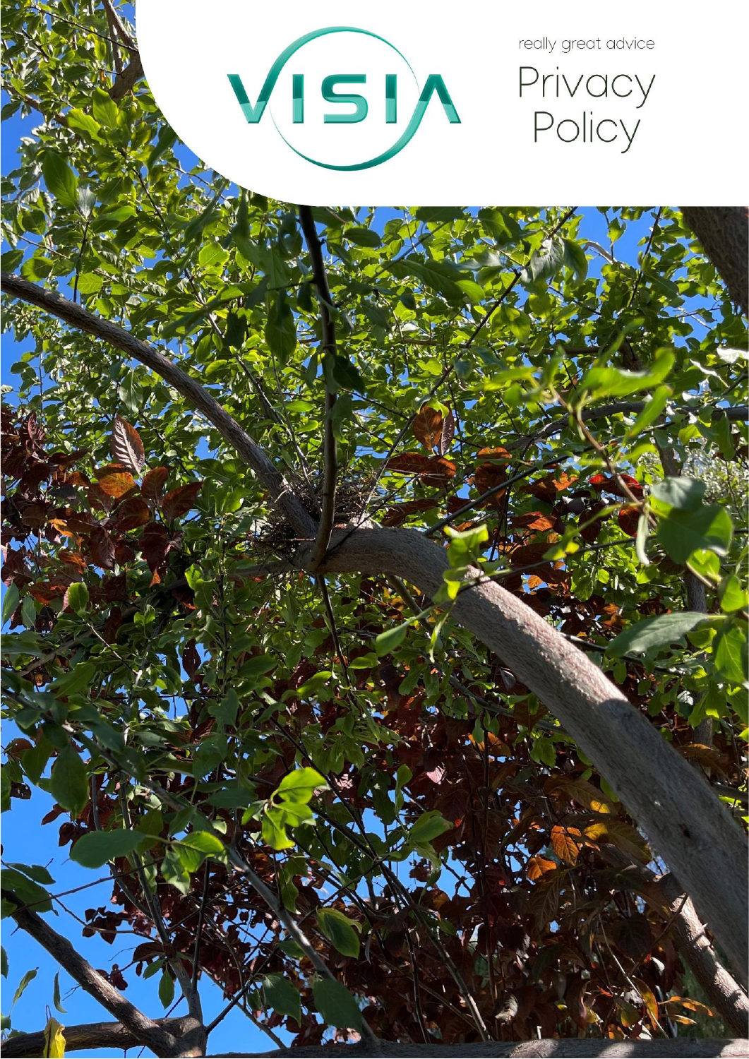VISIA

really great advice

# Privacy Policy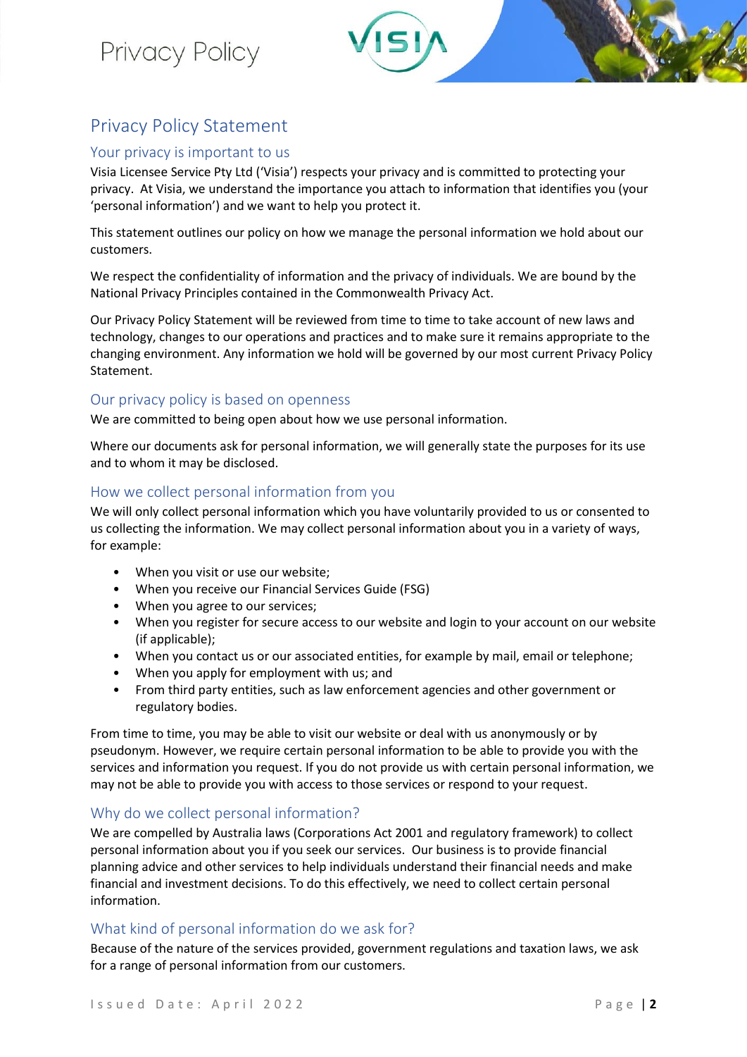# Privacy Policy Statement

## Your privacy is important to us

Visia Licensee Service Pty Ltd ('Visia') respects your privacy and is committed to protecting your privacy. At Visia, we understand the importance you attach to information that identifies you (your 'personal information') and we want to help you protect it.

This statement outlines our policy on how we manage the personal information we hold about our customers.

We respect the confidentiality of information and the privacy of individuals. We are bound by the National Privacy Principles contained in the Commonwealth Privacy Act.

Our Privacy Policy Statement will be reviewed from time to time to take account of new laws and technology, changes to our operations and practices and to make sure it remains appropriate to the changing environment. Any information we hold will be governed by our most current Privacy Policy Statement.

## Our privacy policy is based on openness

We are committed to being open about how we use personal information.

Where our documents ask for personal information, we will generally state the purposes for its use and to whom it may be disclosed.

## How we collect personal information from you

We will only collect personal information which you have voluntarily provided to us or consented to us collecting the information. We may collect personal information about you in a variety of ways, for example:

- When you visit or use our website;
- When you receive our Financial Services Guide (FSG)
- When you agree to our services;
- When you register for secure access to our website and login to your account on our website (if applicable);
- When you contact us or our associated entities, for example by mail, email or telephone;
- When you apply for employment with us; and
- From third party entities, such as law enforcement agencies and other government or regulatory bodies.

From time to time, you may be able to visit our website or deal with us anonymously or by pseudonym. However, we require certain personal information to be able to provide you with the services and information you request. If you do not provide us with certain personal information, we may not be able to provide you with access to those services or respond to your request.

## Why do we collect personal information?

We are compelled by Australia laws (Corporations Act 2001 and regulatory framework) to collect personal information about you if you seek our services. Our business is to provide financial planning advice and other services to help individuals understand their financial needs and make financial and investment decisions. To do this effectively, we need to collect certain personal information.

## What kind of personal information do we ask for?

Because of the nature of the services provided, government regulations and taxation laws, we ask for a range of personal information from our customers.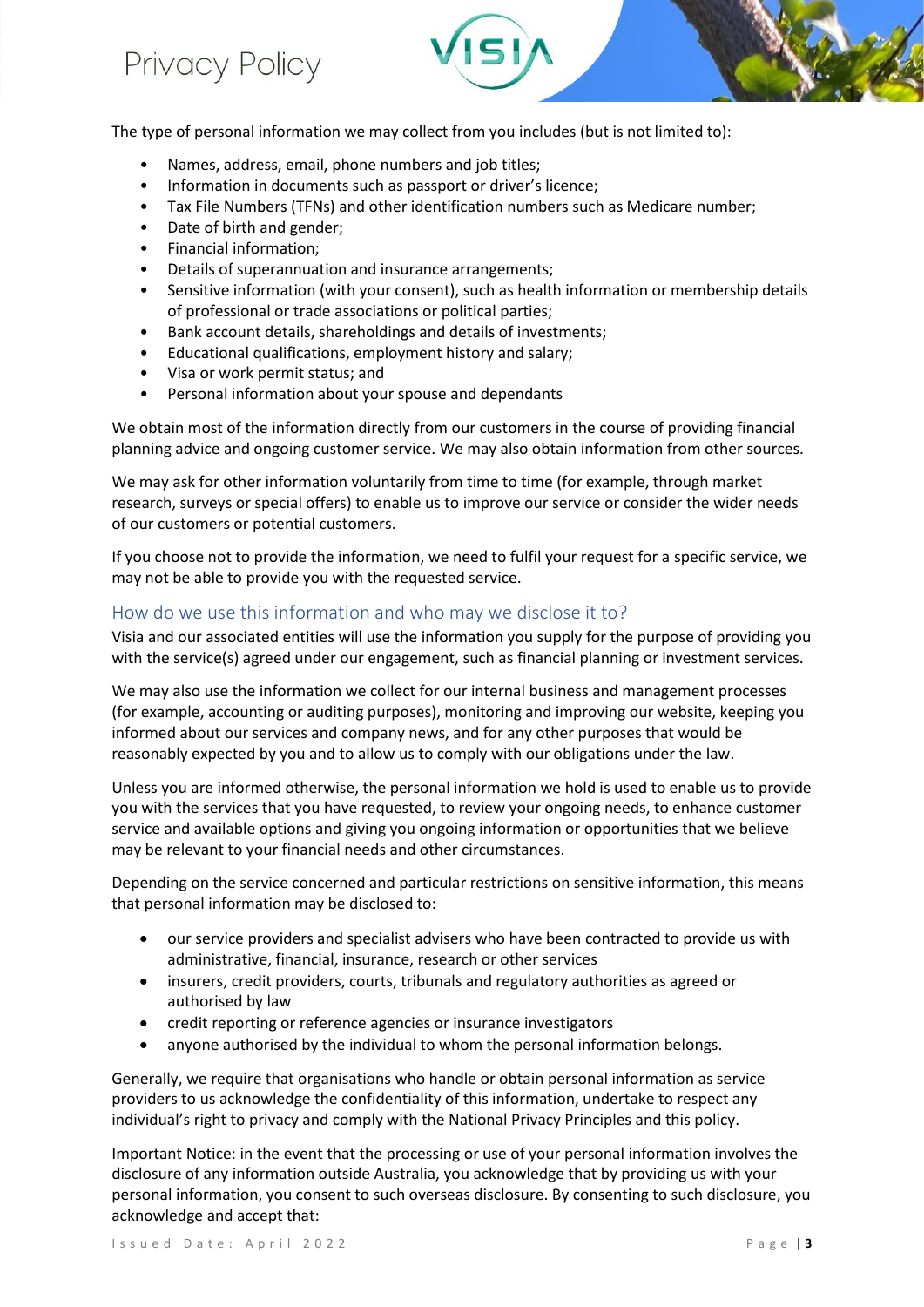The type of personal information we may collect from you includes (but is not limited to):

- Names, address, email, phone numbers and job titles;
- Information in documents such as passport or driver's licence;
- Tax File Numbers (TFNs) and other identification numbers such as Medicare number;
- Date of birth and gender;
- Financial information;
- Details of superannuation and insurance arrangements;
- Sensitive information (with your consent), such as health information or membership details of professional or trade associations or political parties;
- Bank account details, shareholdings and details of investments;
- Educational qualifications, employment history and salary;
- Visa or work permit status; and
- Personal information about your spouse and dependants

We obtain most of the information directly from our customers in the course of providing financial planning advice and ongoing customer service. We may also obtain information from other sources.

We may ask for other information voluntarily from time to time (for example, through market research, surveys or special offers) to enable us to improve our service or consider the wider needs of our customers or potential customers.

If you choose not to provide the information, we need to fulfil your request for a specific service, we may not be able to provide you with the requested service.

## How do we use this information and who may we disclose it to?

Visia and our associated entities will use the information you supply for the purpose of providing you with the service(s) agreed under our engagement, such as financial planning or investment services.

We may also use the information we collect for our internal business and management processes (for example, accounting or auditing purposes), monitoring and improving our website, keeping you informed about our services and company news, and for any other purposes that would be reasonably expected by you and to allow us to comply with our obligations under the law.

Unless you are informed otherwise, the personal information we hold is used to enable us to provide you with the services that you have requested, to review your ongoing needs, to enhance customer service and available options and giving you ongoing information or opportunities that we believe may be relevant to your financial needs and other circumstances.

Depending on the service concerned and particular restrictions on sensitive information, this means that personal information may be disclosed to:

- our service providers and specialist advisers who have been contracted to provide us with administrative, financial, insurance, research or other services
- insurers, credit providers, courts, tribunals and regulatory authorities as agreed or authorised by law
- credit reporting or reference agencies or insurance investigators
- anyone authorised by the individual to whom the personal information belongs.

Generally, we require that organisations who handle or obtain personal information as service providers to us acknowledge the confidentiality of this information, undertake to respect any individual's right to privacy and comply with the National Privacy Principles and this policy.

Important Notice: in the event that the processing or use of your personal information involves the disclosure of any information outside Australia, you acknowledge that by providing us with your personal information, you consent to such overseas disclosure. By consenting to such disclosure, you acknowledge and accept that: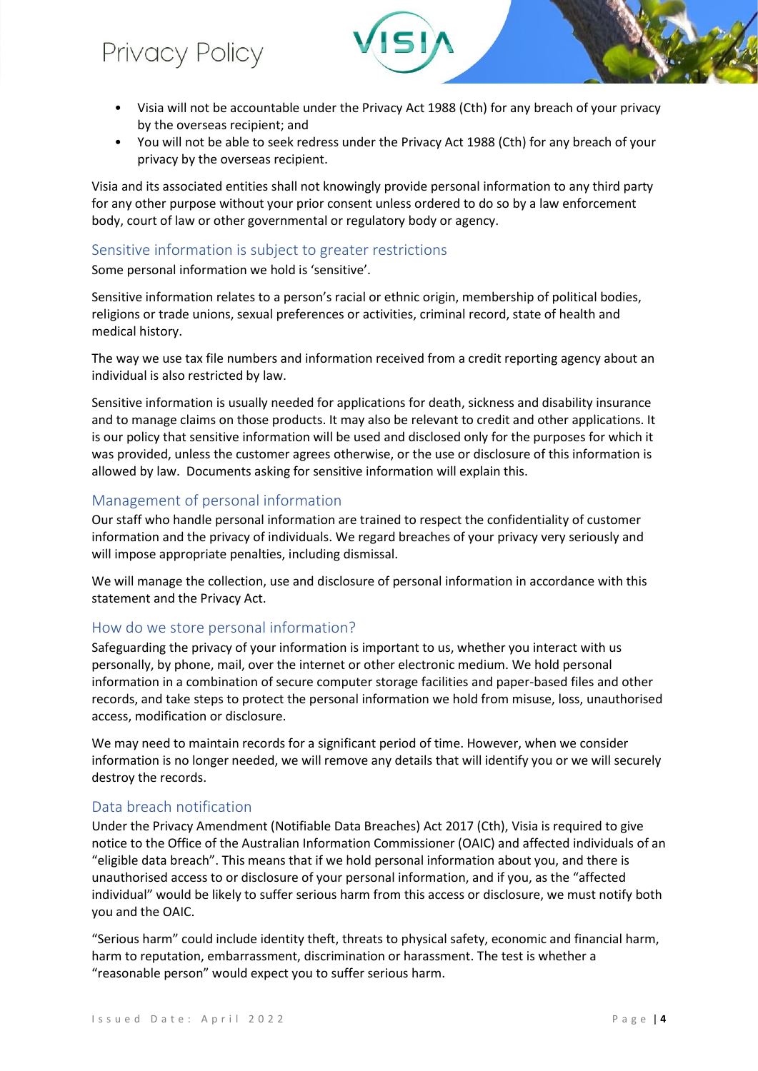- Visia will not be accountable under the Privacy Act 1988 (Cth) for any breach of your privacy by the overseas recipient; and
- You will not be able to seek redress under the Privacy Act 1988 (Cth) for any breach of your privacy by the overseas recipient.

Visia and its associated entities shall not knowingly provide personal information to any third party for any other purpose without your prior consent unless ordered to do so by a law enforcement body, court of law or other governmental or regulatory body or agency.

## Sensitive information is subject to greater restrictions

Some personal information we hold is 'sensitive'.

Sensitive information relates to a person's racial or ethnic origin, membership of political bodies, religions or trade unions, sexual preferences or activities, criminal record, state of health and medical history.

The way we use tax file numbers and information received from a credit reporting agency about an individual is also restricted by law.

Sensitive information is usually needed for applications for death, sickness and disability insurance and to manage claims on those products. It may also be relevant to credit and other applications. It is our policy that sensitive information will be used and disclosed only for the purposes for which it was provided, unless the customer agrees otherwise, or the use or disclosure of this information is allowed by law. Documents asking for sensitive information will explain this.

## Management of personal information

Our staff who handle personal information are trained to respect the confidentiality of customer information and the privacy of individuals. We regard breaches of your privacy very seriously and will impose appropriate penalties, including dismissal.

We will manage the collection, use and disclosure of personal information in accordance with this statement and the Privacy Act.

## How do we store personal information?

Safeguarding the privacy of your information is important to us, whether you interact with us personally, by phone, mail, over the internet or other electronic medium. We hold personal information in a combination of secure computer storage facilities and paper-based files and other records, and take steps to protect the personal information we hold from misuse, loss, unauthorised access, modification or disclosure.

We may need to maintain records for a significant period of time. However, when we consider information is no longer needed, we will remove any details that will identify you or we will securely destroy the records.

## Data breach notification

Under the Privacy Amendment (Notifiable Data Breaches) Act 2017 (Cth), Visia is required to give notice to the Office of the Australian Information Commissioner (OAIC) and affected individuals of an "eligible data breach". This means that if we hold personal information about you, and there is unauthorised access to or disclosure of your personal information, and if you, as the "affected individual" would be likely to suffer serious harm from this access or disclosure, we must notify both you and the OAIC.

"Serious harm" could include identity theft, threats to physical safety, economic and financial harm, harm to reputation, embarrassment, discrimination or harassment. The test is whether a "reasonable person" would expect you to suffer serious harm.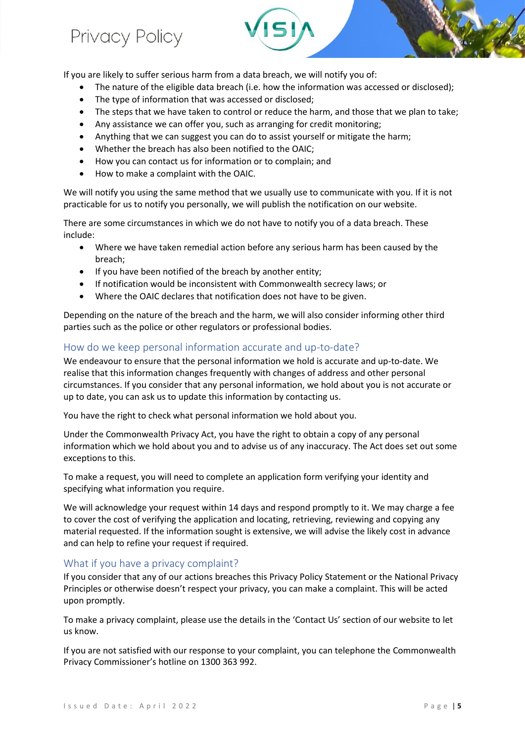If you are likely to suffer serious harm from a data breach, we will notify you of:

- The nature of the eligible data breach (i.e. how the information was accessed or disclosed);
- The type of information that was accessed or disclosed;
- The steps that we have taken to control or reduce the harm, and those that we plan to take;
- Any assistance we can offer you, such as arranging for credit monitoring;
- Anything that we can suggest you can do to assist yourself or mitigate the harm;
- Whether the breach has also been notified to the OAIC;
- How you can contact us for information or to complain; and
- How to make a complaint with the OAIC.

We will notify you using the same method that we usually use to communicate with you. If it is not practicable for us to notify you personally, we will publish the notification on our website.

There are some circumstances in which we do not have to notify you of a data breach. These include:

- Where we have taken remedial action before any serious harm has been caused by the breach;
- If you have been notified of the breach by another entity;
- If notification would be inconsistent with Commonwealth secrecy laws; or
- Where the OAIC declares that notification does not have to be given.

Depending on the nature of the breach and the harm, we will also consider informing other third parties such as the police or other regulators or professional bodies.

## How do we keep personal information accurate and up-to-date?

We endeavour to ensure that the personal information we hold is accurate and up-to-date. We realise that this information changes frequently with changes of address and other personal circumstances. If you consider that any personal information, we hold about you is not accurate or up to date, you can ask us to update this information by contacting us.

You have the right to check what personal information we hold about you.

Under the Commonwealth Privacy Act, you have the right to obtain a copy of any personal information which we hold about you and to advise us of any inaccuracy. The Act does set out some exceptions to this.

To make a request, you will need to complete an application form verifying your identity and specifying what information you require.

We will acknowledge your request within 14 days and respond promptly to it. We may charge a fee to cover the cost of verifying the application and locating, retrieving, reviewing and copying any material requested. If the information sought is extensive, we will advise the likely cost in advance and can help to refine your request if required.

## What if you have a privacy complaint?

If you consider that any of our actions breaches this Privacy Policy Statement or the National Privacy Principles or otherwise doesn't respect your privacy, you can make a complaint. This will be acted upon promptly.

To make a privacy complaint, please use the details in the 'Contact Us' section of our website to let us know.

If you are not satisfied with our response to your complaint, you can telephone the Commonwealth Privacy Commissioner's hotline on 1300 363 992.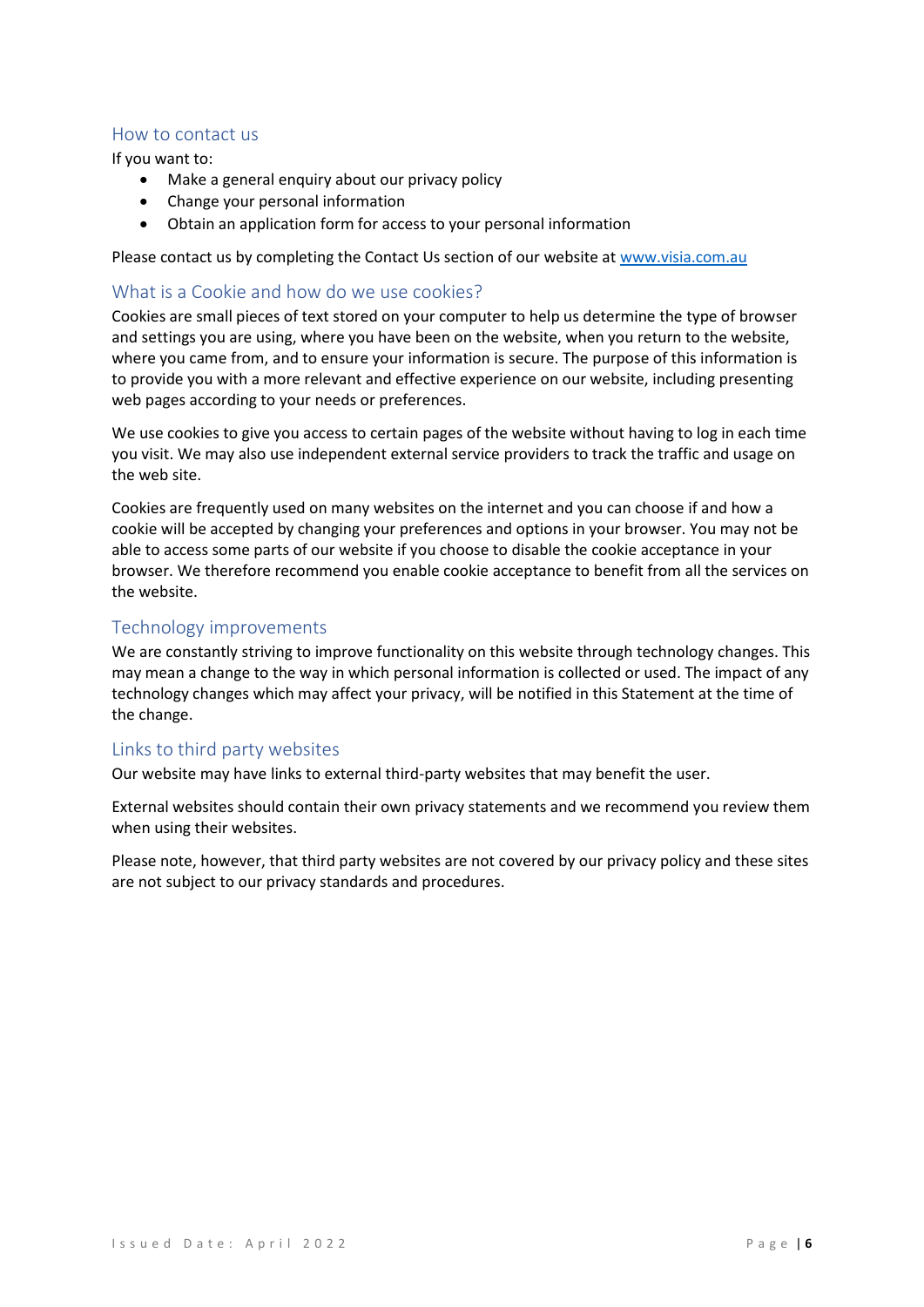## How to contact us

If you want to:

- Make a general enquiry about our privacy policy
- Change your personal information
- Obtain an application form for access to your personal information

Please contact us by completing the Contact Us section of our website at www.visia.com.au

## What is a Cookie and how do we use cookies?

Cookies are small pieces of text stored on your computer to help us determine the type of browser and settings you are using, where you have been on the website, when you return to the website, where you came from, and to ensure your information is secure. The purpose of this information is to provide you with a more relevant and effective experience on our website, including presenting web pages according to your needs or preferences.

We use cookies to give you access to certain pages of the website without having to log in each time you visit. We may also use independent external service providers to track the traffic and usage on the web site.

Cookies are frequently used on many websites on the internet and you can choose if and how a cookie will be accepted by changing your preferences and options in your browser. You may not be able to access some parts of our website if you choose to disable the cookie acceptance in your browser. We therefore recommend you enable cookie acceptance to benefit from all the services on the website.

## Technology improvements

We are constantly striving to improve functionality on this website through technology changes. This may mean a change to the way in which personal information is collected or used. The impact of any technology changes which may affect your privacy, will be notified in this Statement at the time of the change.

## Links to third party websites

Our website may have links to external third-party websites that may benefit the user.

External websites should contain their own privacy statements and we recommend you review them when using their websites.

Please note, however, that third party websites are not covered by our privacy policy and these sites are not subject to our privacy standards and procedures.